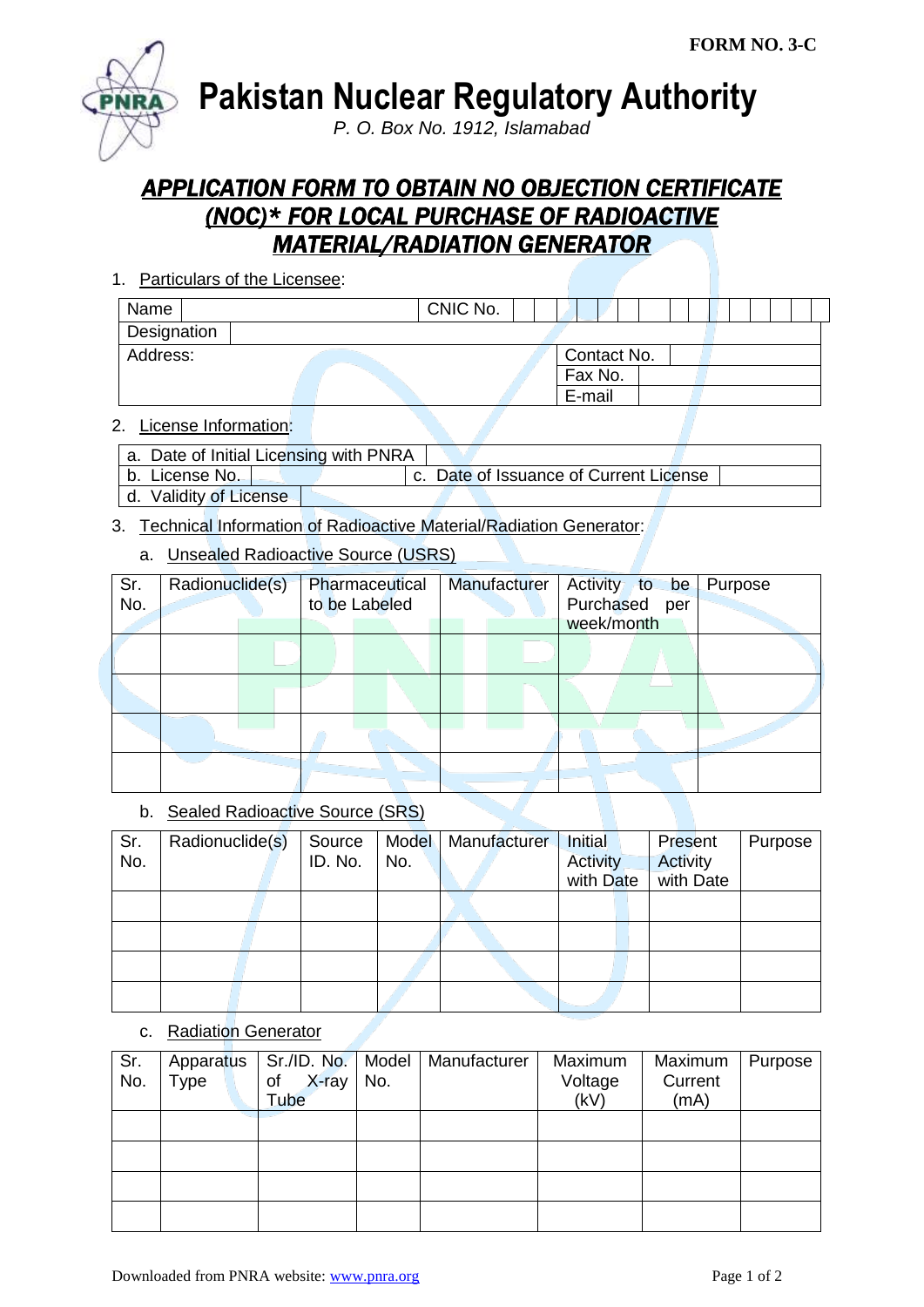FORM NO. 3-C

# Pakistan Nuclear Regulatory Authority

*P. O. Box No. 1912, Islamabad*

## *APPLICATION FORM TO OBTAIN NO OBJECTION CERTIFICATE (NOC)* FOR LOCAL PURCHASE OF RADIOACTIVE MATERIAL/RADIATION GENERATOR*

1. Particulars of the Licensee:

| Name | | CNIC No. | |
|---|---|---|---|
| Designation | | | |
| Address: | | Contact No. | |
| | | Fax No. | |
| | | E-mail | |

2. License Information:

| a. Date of Initial Licensing with PNRA | | | |
|---|---|---|---|
| b. License No. | | c. Date of Issuance of Current License | |
| d. Validity of License | | | |

3. Technical Information of Radioactive Material/Radiation Generator:

   a. Unsealed Radioactive Source (USRS)

| Sr. No. | Radionuclide(s) | Pharmaceutical to be Labeled | Manufacturer | Activity to be Purchased per week/month | Purpose |
|---|---|---|---|---|---|
| | | | | | |
| | | | | | |
| | | | | | |
| | | | | | |

   b. Sealed Radioactive Source (SRS)

| Sr. No. | Radionuclide(s) | Source ID. No. | Model No. | Manufacturer | Initial Activity with Date | Present Activity with Date | Purpose |
|---|---|---|---|---|---|---|---|
| | | | | | | | |
| | | | | | | | |
| | | | | | | | |
| | | | | | | | |

   c. Radiation Generator

| Sr. No. | Apparatus Type | Sr./ID. No. of X-ray Tube | Model No. | Manufacturer | Maximum Voltage (kV) | Maximum Current (mA) | Purpose |
|---|---|---|---|---|---|---|---|
| | | | | | | | |
| | | | | | | | |
| | | | | | | | |
| | | | | | | | |

Downloaded from PNRA website: www.pnra.org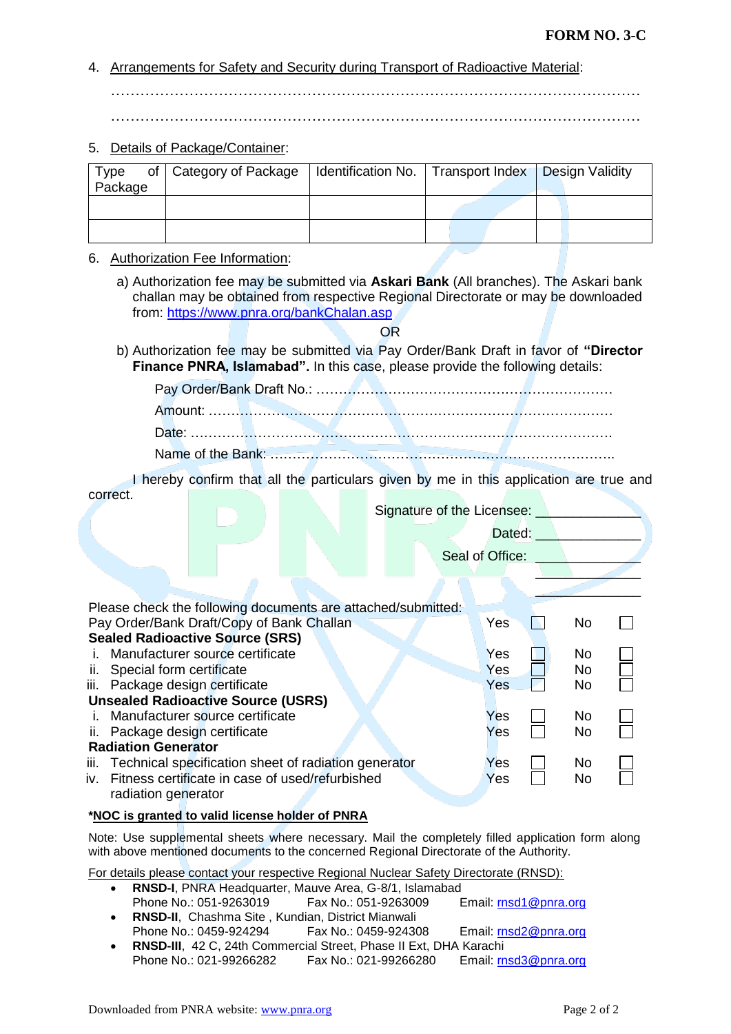**FORM NO. 3-C**

4. Arrangements for Safety and Security during Transport of Radioactive Material:

…………………………………………………………………………………………………

…………………………………………………………………………………………………

5. Details of Package/Container:

| Type of Package | Category of Package | Identification No. | Transport Index | Design Validity |
|---|---|---|---|---|
| | | | | |
| | | | | |

6. Authorization Fee Information:

a) Authorization fee may be submitted via **Askari Bank** (All branches). The Askari bank challan may be obtained from respective Regional Directorate or may be downloaded from: https://www.pnra.org/bankChalan.asp

OR

b) Authorization fee may be submitted via Pay Order/Bank Draft in favor of **"Director Finance PNRA, Islamabad".** In this case, please provide the following details:

Pay Order/Bank Draft No.: …………………………………………………………

Amount: ………………………………………………………………………………

Date: …………………………………………………………………………………

Name of the Bank: ……………………………………………………………………..

I hereby confirm that all the particulars given by me in this application are true and correct.

Signature of the Licensee: ______________

Dated: ______________

Seal of Office: ______________

______________

______________

Please check the following documents are attached/submitted:

Pay Order/Bank Draft/Copy of Bank Challan — Yes ☐ No ☐

**Sealed Radioactive Source (SRS)**

i. Manufacturer source certificate — Yes ☐ No ☐

ii. Special form certificate — Yes ☐ No ☐

iii. Package design certificate — Yes ☐ No ☐

**Unsealed Radioactive Source (USRS)**

i. Manufacturer source certificate — Yes ☐ No ☐

ii. Package design certificate — Yes ☐ No ☐

**Radiation Generator**

iii. Technical specification sheet of radiation generator — Yes ☐ No ☐

iv. Fitness certificate in case of used/refurbished radiation generator — Yes ☐ No ☐

***NOC is granted to valid license holder of PNRA**

Note: Use supplemental sheets where necessary. Mail the completely filled application form along with above mentioned documents to the concerned Regional Directorate of the Authority.

For details please contact your respective Regional Nuclear Safety Directorate (RNSD):

- **RNSD-I**, PNRA Headquarter, Mauve Area, G-8/1, Islamabad
  Phone No.: 051-9263019 Fax No.: 051-9263009 Email: rnsd1@pnra.org
- **RNSD-II**, Chashma Site , Kundian, District Mianwali
  Phone No.: 0459-924294 Fax No.: 0459-924308 Email: rnsd2@pnra.org
- **RNSD-III**, 42 C, 24th Commercial Street, Phase II Ext, DHA Karachi
  Phone No.: 021-99266282 Fax No.: 021-99266280 Email: rnsd3@pnra.org

Downloaded from PNRA website: www.pnra.org